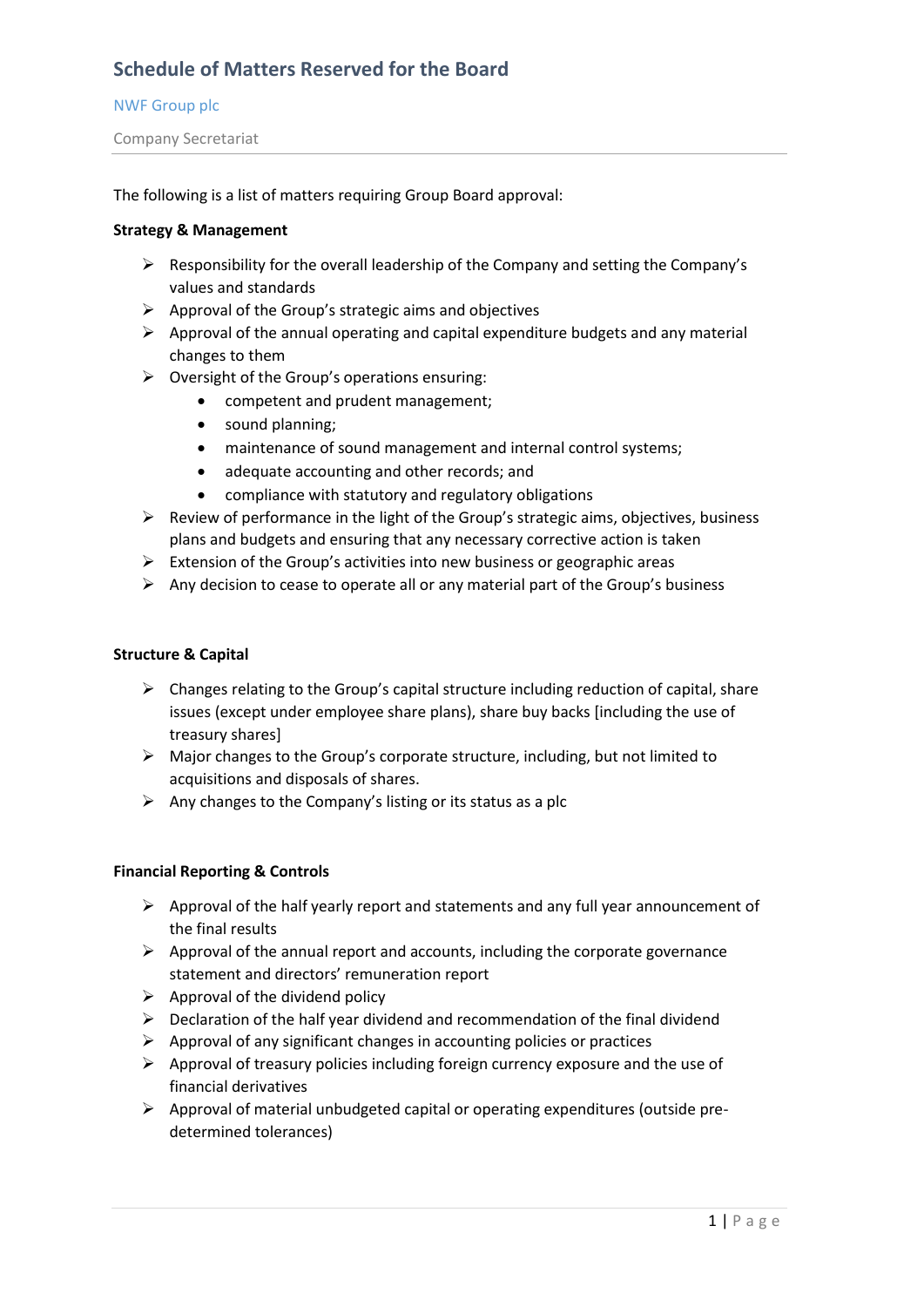# Schedule of Matters Reserved for the Board

NWF Group plc

Company Secretariat

The following is a list of matters requiring Group Board approval:

**Strategy & Management**

- Responsibility for the overall leadership of the Company and setting the Company's values and standards
- Approval of the Group's strategic aims and objectives
- Approval of the annual operating and capital expenditure budgets and any material changes to them
- Oversight of the Group's operations ensuring:
  - competent and prudent management;
  - sound planning;
  - maintenance of sound management and internal control systems;
  - adequate accounting and other records; and
  - compliance with statutory and regulatory obligations
- Review of performance in the light of the Group's strategic aims, objectives, business plans and budgets and ensuring that any necessary corrective action is taken
- Extension of the Group's activities into new business or geographic areas
- Any decision to cease to operate all or any material part of the Group's business

**Structure & Capital**

- Changes relating to the Group's capital structure including reduction of capital, share issues (except under employee share plans), share buy backs [including the use of treasury shares]
- Major changes to the Group's corporate structure, including, but not limited to acquisitions and disposals of shares.
- Any changes to the Company's listing or its status as a plc

**Financial Reporting & Controls**

- Approval of the half yearly report and statements and any full year announcement of the final results
- Approval of the annual report and accounts, including the corporate governance statement and directors' remuneration report
- Approval of the dividend policy
- Declaration of the half year dividend and recommendation of the final dividend
- Approval of any significant changes in accounting policies or practices
- Approval of treasury policies including foreign currency exposure and the use of financial derivatives
- Approval of material unbudgeted capital or operating expenditures (outside pre-determined tolerances)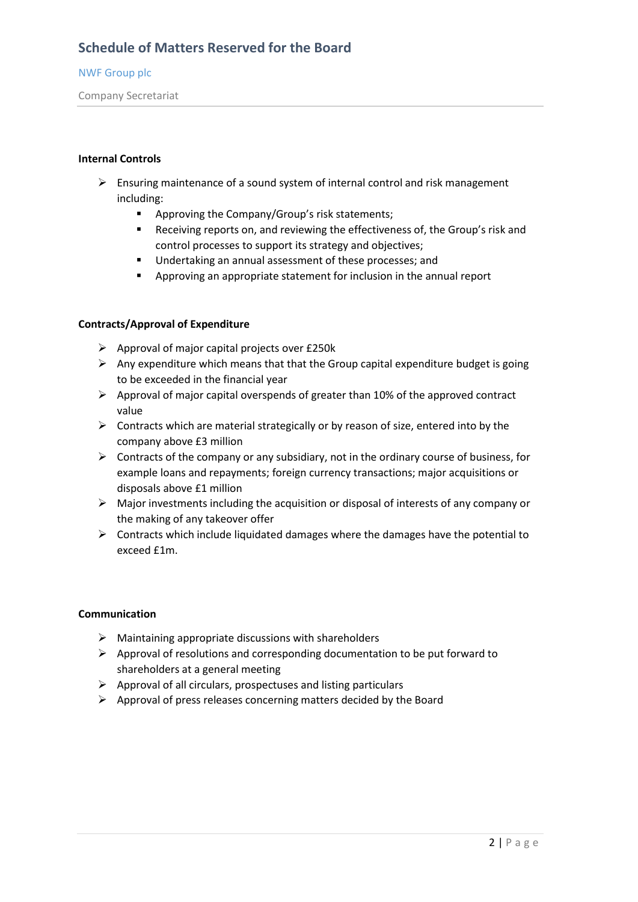**Internal Controls**

- Ensuring maintenance of a sound system of internal control and risk management including:
  - Approving the Company/Group's risk statements;
  - Receiving reports on, and reviewing the effectiveness of, the Group's risk and control processes to support its strategy and objectives;
  - Undertaking an annual assessment of these processes; and
  - Approving an appropriate statement for inclusion in the annual report

**Contracts/Approval of Expenditure**

- Approval of major capital projects over £250k
- Any expenditure which means that that the Group capital expenditure budget is going to be exceeded in the financial year
- Approval of major capital overspends of greater than 10% of the approved contract value
- Contracts which are material strategically or by reason of size, entered into by the company above £3 million
- Contracts of the company or any subsidiary, not in the ordinary course of business, for example loans and repayments; foreign currency transactions; major acquisitions or disposals above £1 million
- Major investments including the acquisition or disposal of interests of any company or the making of any takeover offer
- Contracts which include liquidated damages where the damages have the potential to exceed £1m.

**Communication**

- Maintaining appropriate discussions with shareholders
- Approval of resolutions and corresponding documentation to be put forward to shareholders at a general meeting
- Approval of all circulars, prospectuses and listing particulars
- Approval of press releases concerning matters decided by the Board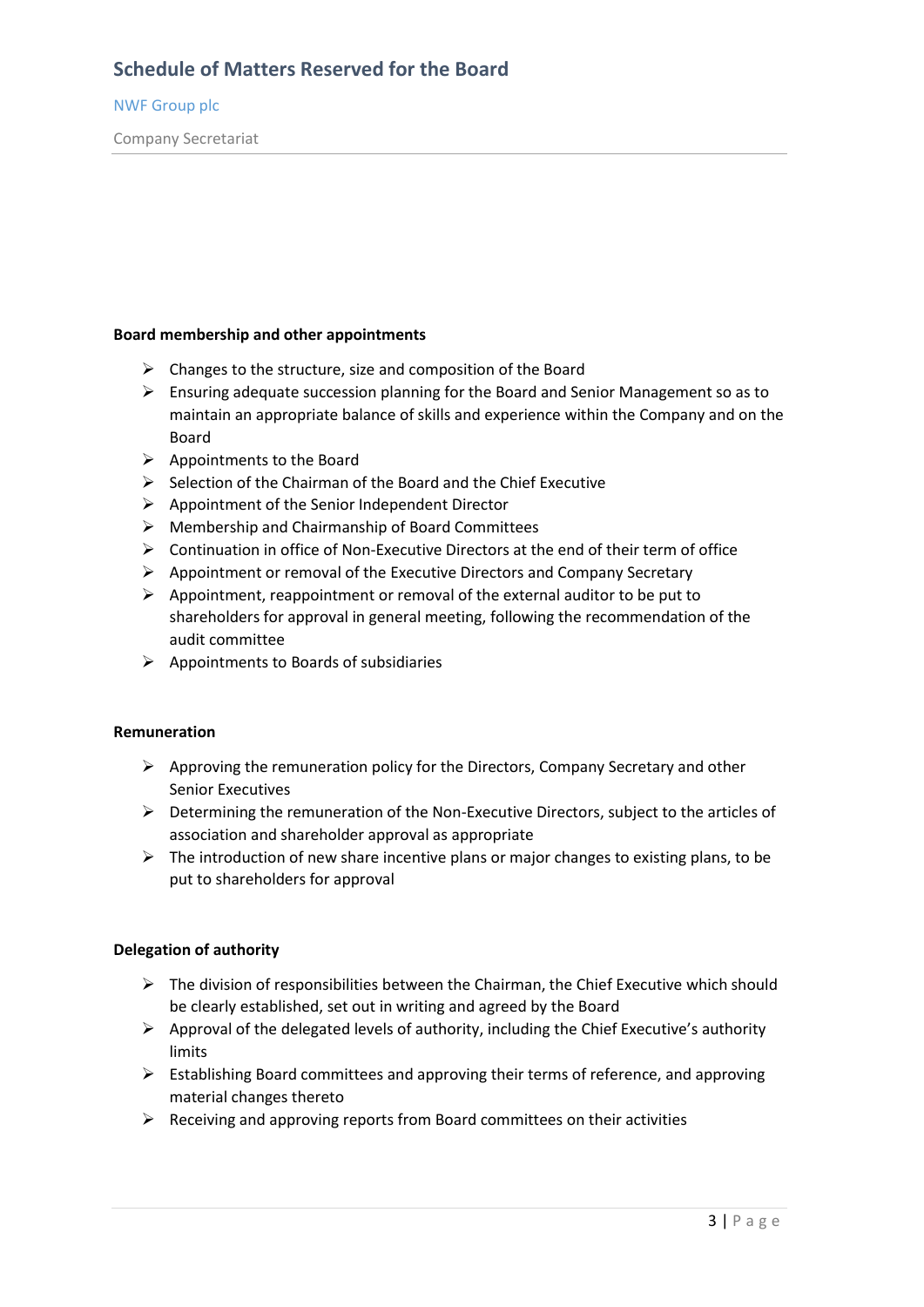**Board membership and other appointments**

- Changes to the structure, size and composition of the Board
- Ensuring adequate succession planning for the Board and Senior Management so as to maintain an appropriate balance of skills and experience within the Company and on the Board
- Appointments to the Board
- Selection of the Chairman of the Board and the Chief Executive
- Appointment of the Senior Independent Director
- Membership and Chairmanship of Board Committees
- Continuation in office of Non-Executive Directors at the end of their term of office
- Appointment or removal of the Executive Directors and Company Secretary
- Appointment, reappointment or removal of the external auditor to be put to shareholders for approval in general meeting, following the recommendation of the audit committee
- Appointments to Boards of subsidiaries

**Remuneration**

- Approving the remuneration policy for the Directors, Company Secretary and other Senior Executives
- Determining the remuneration of the Non-Executive Directors, subject to the articles of association and shareholder approval as appropriate
- The introduction of new share incentive plans or major changes to existing plans, to be put to shareholders for approval

**Delegation of authority**

- The division of responsibilities between the Chairman, the Chief Executive which should be clearly established, set out in writing and agreed by the Board
- Approval of the delegated levels of authority, including the Chief Executive's authority limits
- Establishing Board committees and approving their terms of reference, and approving material changes thereto
- Receiving and approving reports from Board committees on their activities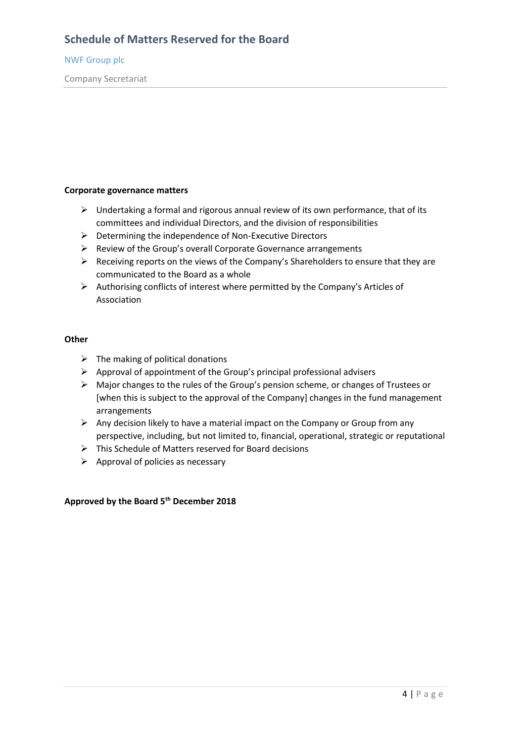**Corporate governance matters**

- Undertaking a formal and rigorous annual review of its own performance, that of its committees and individual Directors, and the division of responsibilities
- Determining the independence of Non-Executive Directors
- Review of the Group's overall Corporate Governance arrangements
- Receiving reports on the views of the Company's Shareholders to ensure that they are communicated to the Board as a whole
- Authorising conflicts of interest where permitted by the Company's Articles of Association

**Other**

- The making of political donations
- Approval of appointment of the Group's principal professional advisers
- Major changes to the rules of the Group's pension scheme, or changes of Trustees or [when this is subject to the approval of the Company] changes in the fund management arrangements
- Any decision likely to have a material impact on the Company or Group from any perspective, including, but not limited to, financial, operational, strategic or reputational
- This Schedule of Matters reserved for Board decisions
- Approval of policies as necessary

**Approved by the Board 5th December 2018**